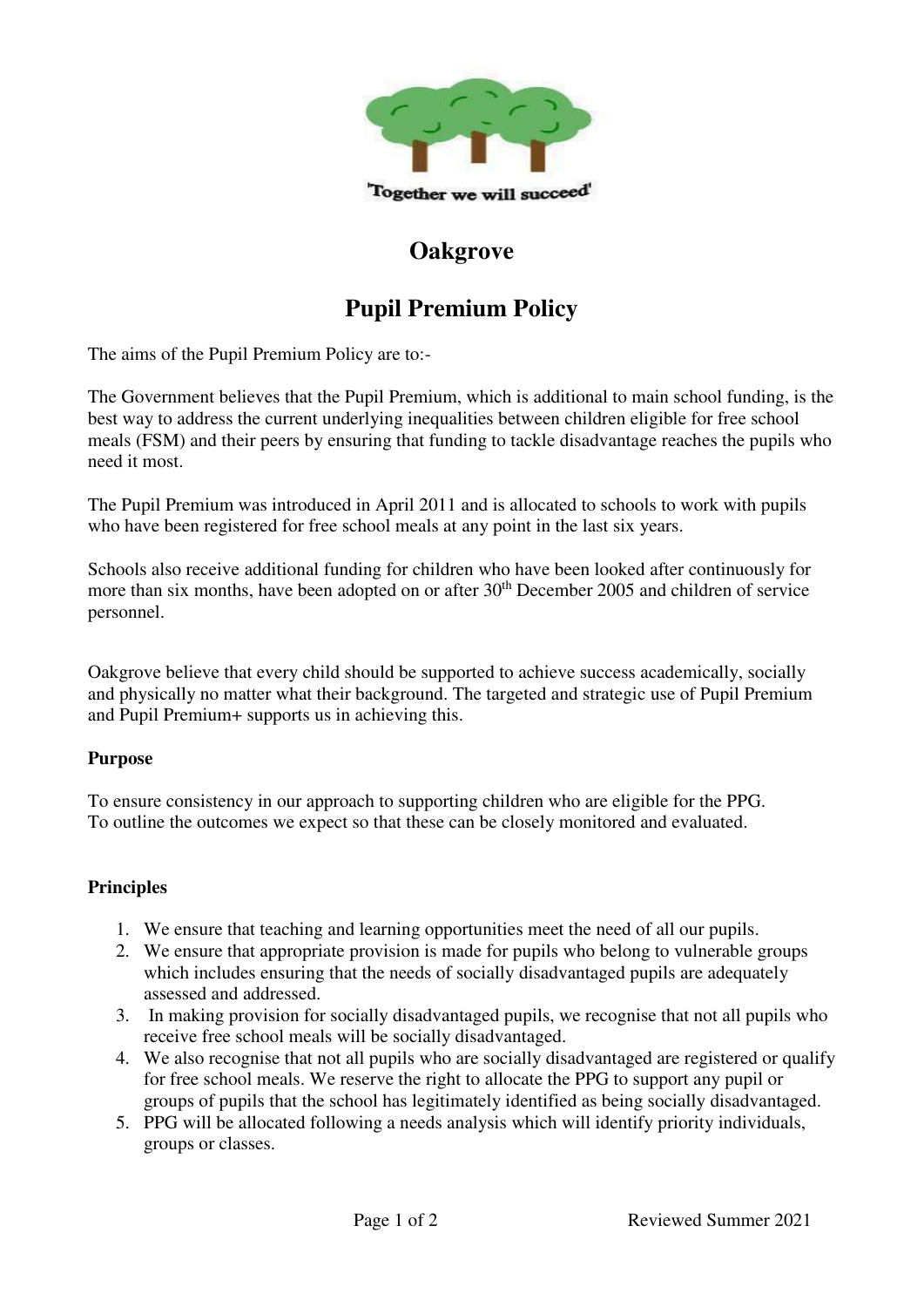'Together we will succeed'

# Oakgrove

# Pupil Premium Policy

The aims of the Pupil Premium Policy are to:-

The Government believes that the Pupil Premium, which is additional to main school funding, is the best way to address the current underlying inequalities between children eligible for free school meals (FSM) and their peers by ensuring that funding to tackle disadvantage reaches the pupils who need it most.

The Pupil Premium was introduced in April 2011 and is allocated to schools to work with pupils who have been registered for free school meals at any point in the last six years.

Schools also receive additional funding for children who have been looked after continuously for more than six months, have been adopted on or after 30th December 2005 and children of service personnel.

Oakgrove believe that every child should be supported to achieve success academically, socially and physically no matter what their background. The targeted and strategic use of Pupil Premium and Pupil Premium+ supports us in achieving this.

**Purpose**

To ensure consistency in our approach to supporting children who are eligible for the PPG.
To outline the outcomes we expect so that these can be closely monitored and evaluated.

**Principles**

1. We ensure that teaching and learning opportunities meet the need of all our pupils.
2. We ensure that appropriate provision is made for pupils who belong to vulnerable groups which includes ensuring that the needs of socially disadvantaged pupils are adequately assessed and addressed.
3. In making provision for socially disadvantaged pupils, we recognise that not all pupils who receive free school meals will be socially disadvantaged.
4. We also recognise that not all pupils who are socially disadvantaged are registered or qualify for free school meals. We reserve the right to allocate the PPG to support any pupil or groups of pupils that the school has legitimately identified as being socially disadvantaged.
5. PPG will be allocated following a needs analysis which will identify priority individuals, groups or classes.

Reviewed Summer 2021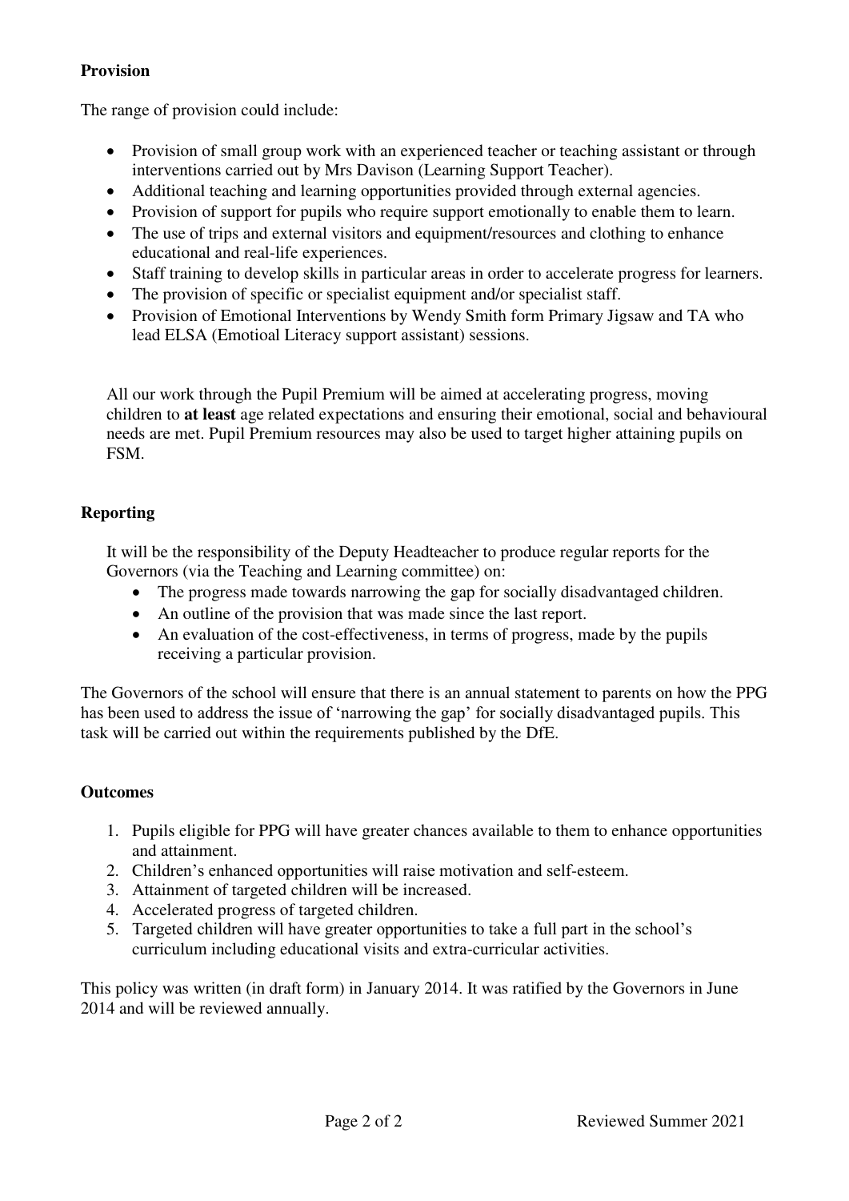**Provision**

The range of provision could include:

- Provision of small group work with an experienced teacher or teaching assistant or through interventions carried out by Mrs Davison (Learning Support Teacher).
- Additional teaching and learning opportunities provided through external agencies.
- Provision of support for pupils who require support emotionally to enable them to learn.
- The use of trips and external visitors and equipment/resources and clothing to enhance educational and real-life experiences.
- Staff training to develop skills in particular areas in order to accelerate progress for learners.
- The provision of specific or specialist equipment and/or specialist staff.
- Provision of Emotional Interventions by Wendy Smith form Primary Jigsaw and TA who lead ELSA (Emotioal Literacy support assistant) sessions.

All our work through the Pupil Premium will be aimed at accelerating progress, moving children to **at least** age related expectations and ensuring their emotional, social and behavioural needs are met. Pupil Premium resources may also be used to target higher attaining pupils on FSM.

**Reporting**

It will be the responsibility of the Deputy Headteacher to produce regular reports for the Governors (via the Teaching and Learning committee) on:

- The progress made towards narrowing the gap for socially disadvantaged children.
- An outline of the provision that was made since the last report.
- An evaluation of the cost-effectiveness, in terms of progress, made by the pupils receiving a particular provision.

The Governors of the school will ensure that there is an annual statement to parents on how the PPG has been used to address the issue of 'narrowing the gap' for socially disadvantaged pupils. This task will be carried out within the requirements published by the DfE.

**Outcomes**

1. Pupils eligible for PPG will have greater chances available to them to enhance opportunities and attainment.
2. Children's enhanced opportunities will raise motivation and self-esteem.
3. Attainment of targeted children will be increased.
4. Accelerated progress of targeted children.
5. Targeted children will have greater opportunities to take a full part in the school's curriculum including educational visits and extra-curricular activities.

This policy was written (in draft form) in January 2014. It was ratified by the Governors in June 2014 and will be reviewed annually.

Reviewed Summer 2021